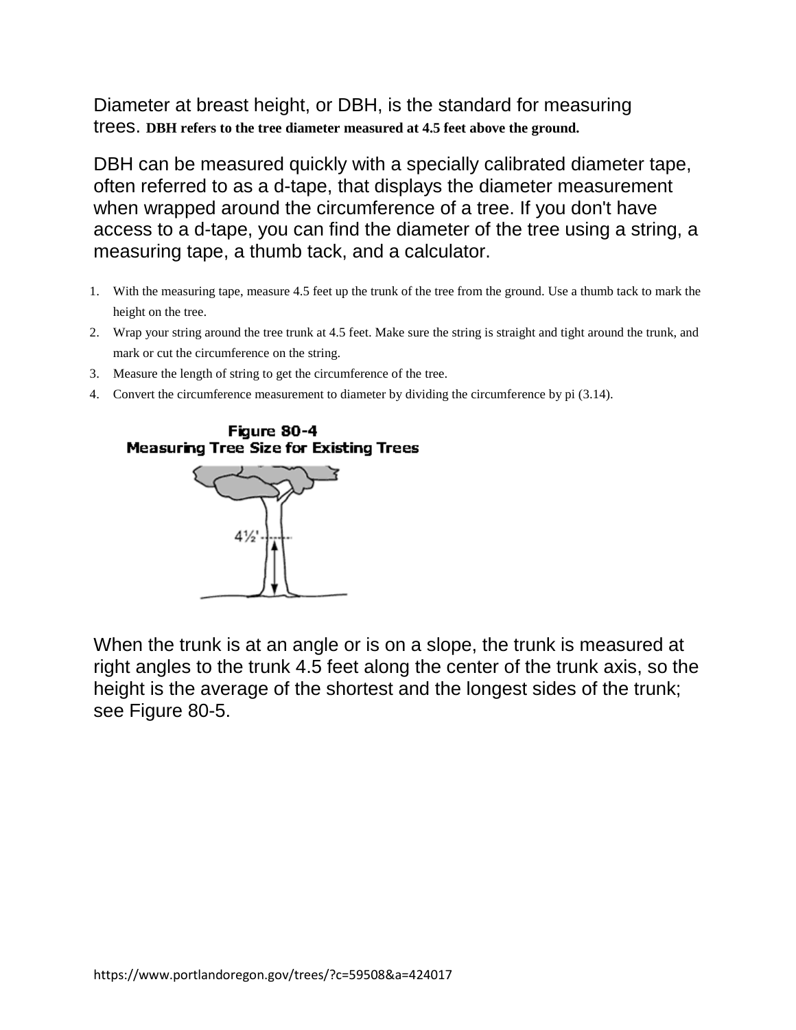Diameter at breast height, or DBH, is the standard for measuring trees. **DBH refers to the tree diameter measured at 4.5 feet above the ground.**

DBH can be measured quickly with a specially calibrated diameter tape, often referred to as a d-tape, that displays the diameter measurement when wrapped around the circumference of a tree. If you don't have access to a d-tape, you can find the diameter of the tree using a string, a measuring tape, a thumb tack, and a calculator.

1. With the measuring tape, measure 4.5 feet up the trunk of the tree from the ground. Use a thumb tack to mark the height on the tree.
2. Wrap your string around the tree trunk at 4.5 feet. Make sure the string is straight and tight around the trunk, and mark or cut the circumference on the string.
3. Measure the length of string to get the circumference of the tree.
4. Convert the circumference measurement to diameter by dividing the circumference by pi (3.14).

**Figure 80-4**
**Measuring Tree Size for Existing Trees**

4½'

When the trunk is at an angle or is on a slope, the trunk is measured at right angles to the trunk 4.5 feet along the center of the trunk axis, so the height is the average of the shortest and the longest sides of the trunk; see Figure 80-5.

https://www.portlandoregon.gov/trees/?c=59508&a=424017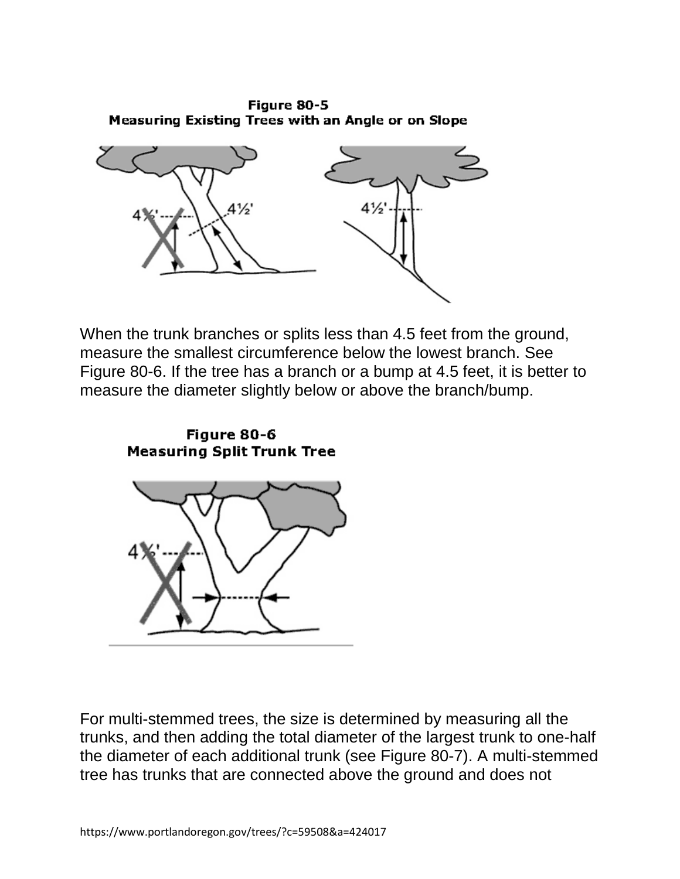**Figure 80-5**
**Measuring Existing Trees with an Angle or on Slope**

When the trunk branches or splits less than 4.5 feet from the ground, measure the smallest circumference below the lowest branch. See Figure 80-6. If the tree has a branch or a bump at 4.5 feet, it is better to measure the diameter slightly below or above the branch/bump.

**Figure 80-6**
**Measuring Split Trunk Tree**

For multi-stemmed trees, the size is determined by measuring all the trunks, and then adding the total diameter of the largest trunk to one-half the diameter of each additional trunk (see Figure 80-7). A multi-stemmed tree has trunks that are connected above the ground and does not

https://www.portlandoregon.gov/trees/?c=59508&a=424017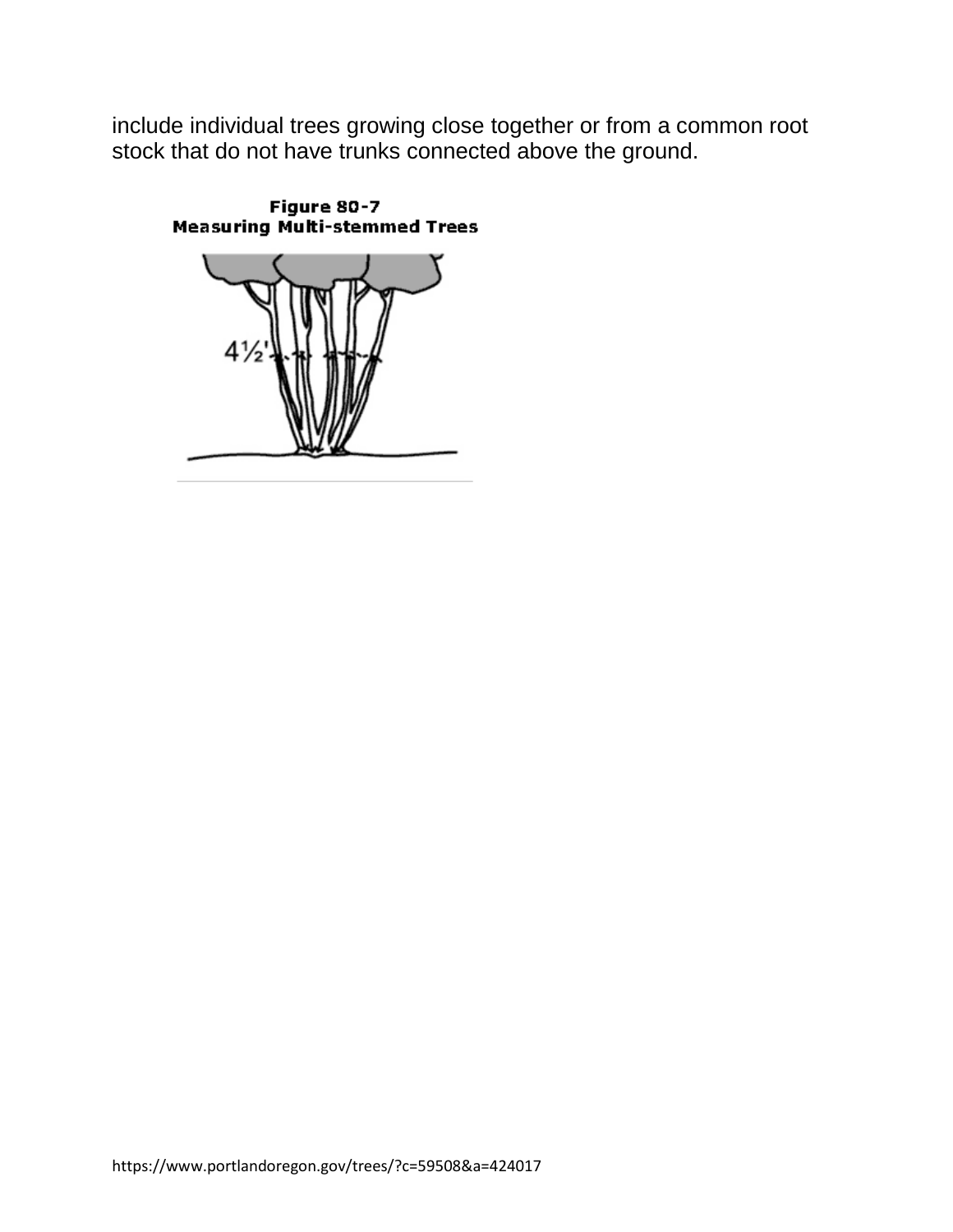include individual trees growing close together or from a common root stock that do not have trunks connected above the ground.

**Figure 80-7**
**Measuring Multi-stemmed Trees**

4½'

https://www.portlandoregon.gov/trees/?c=59508&a=424017